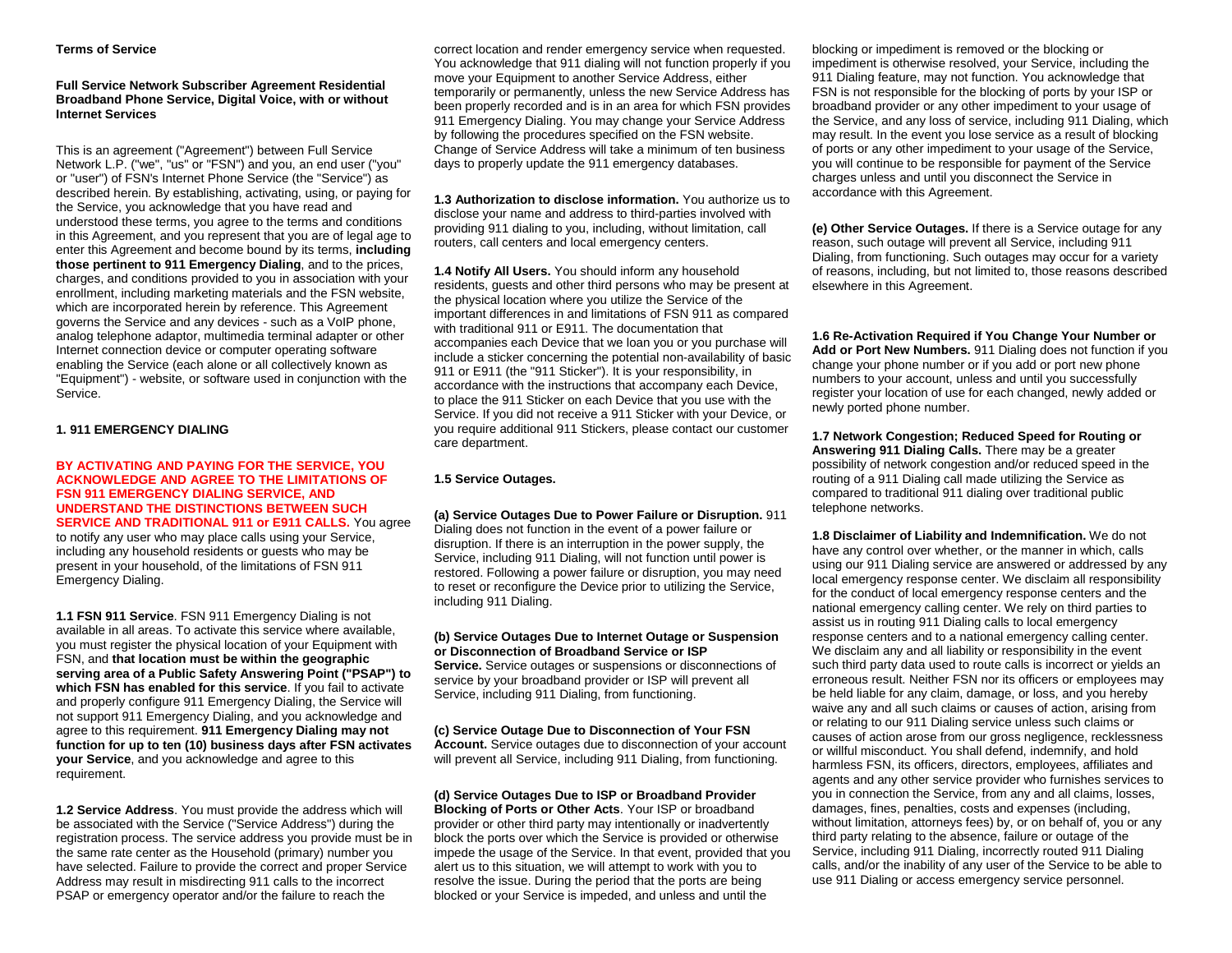**Terms of Service**

**Full Service Network Subscriber Agreement Residential Broadband Phone Service, Digital Voice, with or without Internet Services**

This is an agreement ("Agreement") between Full Service Network L.P. ("we", "us" or "FSN") and you, an end user ("you" or "user") of FSN's Internet Phone Service (the "Service") as described herein. By establishing, activating, using, or paying for the Service, you acknowledge that you have read and understood these terms, you agree to the terms and conditions in this Agreement, and you represent that you are of legal age to enter this Agreement and become bound by its terms, **including those pertinent to 911 Emergency Dialing**, and to the prices, charges, and conditions provided to you in association with your enrollment, including marketing materials and the FSN website, which are incorporated herein by reference. This Agreement governs the Service and any devices - such as a VoIP phone, analog telephone adaptor, multimedia terminal adapter or other Internet connection device or computer operating software enabling the Service (each alone or all collectively known as "Equipment") - website, or software used in conjunction with the Service.

**1. 911 EMERGENCY DIALING**

**BY ACTIVATING AND PAYING FOR THE SERVICE, YOU ACKNOWLEDGE AND AGREE TO THE LIMITATIONS OF FSN 911 EMERGENCY DIALING SERVICE, AND UNDERSTAND THE DISTINCTIONS BETWEEN SUCH SERVICE AND TRADITIONAL 911 or E911 CALLS.** You agree to notify any user who may place calls using your Service, including any household residents or guests who may be present in your household, of the limitations of FSN 911 Emergency Dialing.

**1.1 FSN 911 Service**. FSN 911 Emergency Dialing is not available in all areas. To activate this service where available, you must register the physical location of your Equipment with FSN, and **that location must be within the geographic serving area of a Public Safety Answering Point ("PSAP") to which FSN has enabled for this service**. If you fail to activate and properly configure 911 Emergency Dialing, the Service will not support 911 Emergency Dialing, and you acknowledge and agree to this requirement. **911 Emergency Dialing may not function for up to ten (10) business days after FSN activates your Service**, and you acknowledge and agree to this requirement.

**1.2 Service Address**. You must provide the address which will be associated with the Service ("Service Address") during the registration process. The service address you provide must be in the same rate center as the Household (primary) number you have selected. Failure to provide the correct and proper Service Address may result in misdirecting 911 calls to the incorrect PSAP or emergency operator and/or the failure to reach the correct location and render emergency service when requested. You acknowledge that 911 dialing will not function properly if you move your Equipment to another Service Address, either temporarily or permanently, unless the new Service Address has been properly recorded and is in an area for which FSN provides 911 Emergency Dialing. You may change your Service Address by following the procedures specified on the FSN website. Change of Service Address will take a minimum of ten business days to properly update the 911 emergency databases.

**1.3 Authorization to disclose information.** You authorize us to disclose your name and address to third-parties involved with providing 911 dialing to you, including, without limitation, call routers, call centers and local emergency centers.

**1.4 Notify All Users.** You should inform any household residents, guests and other third persons who may be present at the physical location where you utilize the Service of the important differences in and limitations of FSN 911 as compared with traditional 911 or E911. The documentation that accompanies each Device that we loan you or you purchase will include a sticker concerning the potential non-availability of basic 911 or E911 (the "911 Sticker"). It is your responsibility, in accordance with the instructions that accompany each Device, to place the 911 Sticker on each Device that you use with the Service. If you did not receive a 911 Sticker with your Device, or you require additional 911 Stickers, please contact our customer care department.

**1.5 Service Outages.**

**(a) Service Outages Due to Power Failure or Disruption.** 911 Dialing does not function in the event of a power failure or disruption. If there is an interruption in the power supply, the Service, including 911 Dialing, will not function until power is restored. Following a power failure or disruption, you may need to reset or reconfigure the Device prior to utilizing the Service, including 911 Dialing.

**(b) Service Outages Due to Internet Outage or Suspension or Disconnection of Broadband Service or ISP Service.** Service outages or suspensions or disconnections of service by your broadband provider or ISP will prevent all Service, including 911 Dialing, from functioning.

**(c) Service Outage Due to Disconnection of Your FSN Account.** Service outages due to disconnection of your account will prevent all Service, including 911 Dialing, from functioning.

**(d) Service Outages Due to ISP or Broadband Provider Blocking of Ports or Other Acts**. Your ISP or broadband provider or other third party may intentionally or inadvertently block the ports over which the Service is provided or otherwise impede the usage of the Service. In that event, provided that you alert us to this situation, we will attempt to work with you to resolve the issue. During the period that the ports are being blocked or your Service is impeded, and unless and until the blocking or impediment is removed or the blocking or impediment is otherwise resolved, your Service, including the 911 Dialing feature, may not function. You acknowledge that FSN is not responsible for the blocking of ports by your ISP or broadband provider or any other impediment to your usage of the Service, and any loss of service, including 911 Dialing, which may result. In the event you lose service as a result of blocking of ports or any other impediment to your usage of the Service, you will continue to be responsible for payment of the Service charges unless and until you disconnect the Service in accordance with this Agreement.

**(e) Other Service Outages.** If there is a Service outage for any reason, such outage will prevent all Service, including 911 Dialing, from functioning. Such outages may occur for a variety of reasons, including, but not limited to, those reasons described elsewhere in this Agreement.

**1.6 Re-Activation Required if You Change Your Number or Add or Port New Numbers.** 911 Dialing does not function if you change your phone number or if you add or port new phone numbers to your account, unless and until you successfully register your location of use for each changed, newly added or newly ported phone number.

**1.7 Network Congestion; Reduced Speed for Routing or Answering 911 Dialing Calls.** There may be a greater possibility of network congestion and/or reduced speed in the routing of a 911 Dialing call made utilizing the Service as compared to traditional 911 dialing over traditional public telephone networks.

**1.8 Disclaimer of Liability and Indemnification.** We do not have any control over whether, or the manner in which, calls using our 911 Dialing service are answered or addressed by any local emergency response center. We disclaim all responsibility for the conduct of local emergency response centers and the national emergency calling center. We rely on third parties to assist us in routing 911 Dialing calls to local emergency response centers and to a national emergency calling center. We disclaim any and all liability or responsibility in the event such third party data used to route calls is incorrect or yields an erroneous result. Neither FSN nor its officers or employees may be held liable for any claim, damage, or loss, and you hereby waive any and all such claims or causes of action, arising from or relating to our 911 Dialing service unless such claims or causes of action arose from our gross negligence, recklessness or willful misconduct. You shall defend, indemnify, and hold harmless FSN, its officers, directors, employees, affiliates and agents and any other service provider who furnishes services to you in connection the Service, from any and all claims, losses, damages, fines, penalties, costs and expenses (including, without limitation, attorneys fees) by, or on behalf of, you or any third party relating to the absence, failure or outage of the Service, including 911 Dialing, incorrectly routed 911 Dialing calls, and/or the inability of any user of the Service to be able to use 911 Dialing or access emergency service personnel.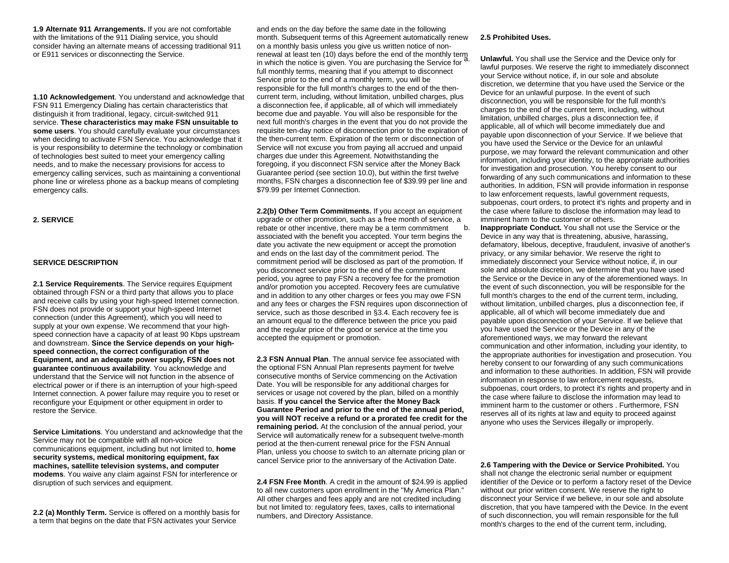**1.9 Alternate 911 Arrangements.** If you are not comfortable with the limitations of the 911 Dialing service, you should consider having an alternate means of accessing traditional 911 or E911 services or disconnecting the Service.

**1.10 Acknowledgement**. You understand and acknowledge that FSN 911 Emergency Dialing has certain characteristics that distinguish it from traditional, legacy, circuit-switched 911 service. **These characteristics may make FSN unsuitable to some users**. You should carefully evaluate your circumstances when deciding to activate FSN Service. You acknowledge that it is your responsibility to determine the technology or combination of technologies best suited to meet your emergency calling needs, and to make the necessary provisions for access to emergency calling services, such as maintaining a conventional phone line or wireless phone as a backup means of completing emergency calls.

## 2. SERVICE

### SERVICE DESCRIPTION

**2.1 Service Requirements**. The Service requires Equipment obtained through FSN or a third party that allows you to place and receive calls by using your high-speed Internet connection. FSN does not provide or support your high-speed Internet connection (under this Agreement), which you will need to supply at your own expense. We recommend that your high-speed connection have a capacity of at least 90 Kbps upstream and downstream. **Since the Service depends on your high-speed connection, the correct configuration of the Equipment, and an adequate power supply, FSN does not guarantee continuous availability**. You acknowledge and understand that the Service will not function in the absence of electrical power or if there is an interruption of your high-speed Internet connection. A power failure may require you to reset or reconfigure your Equipment or other equipment in order to restore the Service.

**Service Limitations**. You understand and acknowledge that the Service may not be compatible with all non-voice communications equipment, including but not limited to, **home security systems, medical monitoring equipment, fax machines, satellite television systems, and computer modems**. You waive any claim against FSN for interference or disruption of such services and equipment.

**2.2 (a) Monthly Term.** Service is offered on a monthly basis for a term that begins on the date that FSN activates your Service and ends on the day before the same date in the following month. Subsequent terms of this Agreement automatically renew on a monthly basis unless you give us written notice of non-renewal at least ten (10) days before the end of the monthly term in which the notice is given. You are purchasing the Service for full monthly terms, meaning that if you attempt to disconnect Service prior to the end of a monthly term, you will be responsible for the full month's charges to the end of the then-current term, including, without limitation, unbilled charges, plus a disconnection fee, if applicable, all of which will immediately become due and payable. You will also be responsible for the next full month's charges in the event that you do not provide the requisite ten-day notice of disconnection prior to the expiration of the then-current term. Expiration of the term or disconnection of Service will not excuse you from paying all accrued and unpaid charges due under this Agreement. Notwithstanding the foregoing, if you disconnect FSN service after the Money Back Guarantee period (see section 10.0), but within the first twelve months, FSN charges a disconnection fee of $39.99 per line and $79.99 per Internet Connection.

**2.2(b) Other Term Commitments.** If you accept an equipment upgrade or other promotion, such as a free month of service, a rebate or other incentive, there may be a term commitment associated with the benefit you accepted. Your term begins the date you activate the new equipment or accept the promotion and ends on the last day of the commitment period. The commitment period will be disclosed as part of the promotion. If you disconnect service prior to the end of the commitment period, you agree to pay FSN a recovery fee for the promotion and/or promotion you accepted. Recovery fees are cumulative and in addition to any other charges or fees you may owe FSN and any fees or charges the FSN requires upon disconnection of service, such as those described in §3.4. Each recovery fee is an amount equal to the difference between the price you paid and the regular price of the good or service at the time you accepted the equipment or promotion.

**2.3 FSN Annual Plan**. The annual service fee associated with the optional FSN Annual Plan represents payment for twelve consecutive months of Service commencing on the Activation Date. You will be responsible for any additional charges for services or usage not covered by the plan, billed on a monthly basis. **If you cancel the Service after the Money Back Guarantee Period and prior to the end of the annual period, you will NOT receive a refund or a prorated fee credit for the remaining period.** At the conclusion of the annual period, your Service will automatically renew for a subsequent twelve-month period at the then-current renewal price for the FSN Annual Plan, unless you choose to switch to an alternate pricing plan or cancel Service prior to the anniversary of the Activation Date.

**2.4 FSN Free Month**. A credit in the amount of $24.99 is applied to all new customers upon enrollment in the "My America Plan." All other charges and fees apply and are not credited including but not limited to: regulatory fees, taxes, calls to international numbers, and Directory Assistance.

**2.5 Prohibited Uses.**

a. **Unlawful.** You shall use the Service and the Device only for lawful purposes. We reserve the right to immediately disconnect your Service without notice, if, in our sole and absolute discretion, we determine that you have used the Service or the Device for an unlawful purpose. In the event of such disconnection, you will be responsible for the full month's charges to the end of the current term, including, without limitation, unbilled charges, plus a disconnection fee, if applicable, all of which will become immediately due and payable upon disconnection of your Service. If we believe that you have used the Service or the Device for an unlawful purpose, we may forward the relevant communication and other information, including your identity, to the appropriate authorities for investigation and prosecution. You hereby consent to our forwarding of any such communications and information to these authorities. In addition, FSN will provide information in response to law enforcement requests, lawful government requests, subpoenas, court orders, to protect it's rights and property and in the case where failure to disclose the information may lead to imminent harm to the customer or others.

b. **Inappropriate Conduct.** You shall not use the Service or the Device in any way that is threatening, abusive, harassing, defamatory, libelous, deceptive, fraudulent, invasive of another's privacy, or any similar behavior. We reserve the right to immediately disconnect your Service without notice, if, in our sole and absolute discretion, we determine that you have used the Service or the Device in any of the aforementioned ways. In the event of such disconnection, you will be responsible for the full month's charges to the end of the current term, including, without limitation, unbilled charges, plus a disconnection fee, if applicable, all of which will become immediately due and payable upon disconnection of your Service. If we believe that you have used the Service or the Device in any of the aforementioned ways, we may forward the relevant communication and other information, including your identity, to the appropriate authorities for investigation and prosecution. You hereby consent to our forwarding of any such communications and information to these authorities. In addition, FSN will provide information in response to law enforcement requests, subpoenas, court orders, to protect it's rights and property and in the case where failure to disclose the information may lead to imminent harm to the customer or others . Furthermore, FSN reserves all of its rights at law and equity to proceed against anyone who uses the Services illegally or improperly.

**2.6 Tampering with the Device or Service Prohibited.** You shall not change the electronic serial number or equipment identifier of the Device or to perform a factory reset of the Device without our prior written consent. We reserve the right to disconnect your Service if we believe, in our sole and absolute discretion, that you have tampered with the Device. In the event of such disconnection, you will remain responsible for the full month's charges to the end of the current term, including,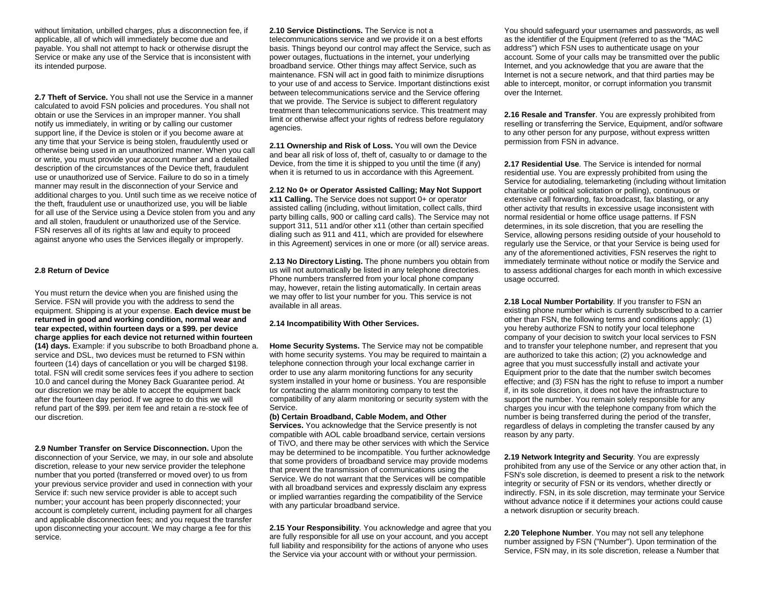without limitation, unbilled charges, plus a disconnection fee, if applicable, all of which will immediately become due and payable. You shall not attempt to hack or otherwise disrupt the Service or make any use of the Service that is inconsistent with its intended purpose.

**2.7 Theft of Service.** You shall not use the Service in a manner calculated to avoid FSN policies and procedures. You shall not obtain or use the Services in an improper manner. You shall notify us immediately, in writing or by calling our customer support line, if the Device is stolen or if you become aware at any time that your Service is being stolen, fraudulently used or otherwise being used in an unauthorized manner. When you call or write, you must provide your account number and a detailed description of the circumstances of the Device theft, fraudulent use or unauthorized use of Service. Failure to do so in a timely manner may result in the disconnection of your Service and additional charges to you. Until such time as we receive notice of the theft, fraudulent use or unauthorized use, you will be liable for all use of the Service using a Device stolen from you and any and all stolen, fraudulent or unauthorized use of the Service. FSN reserves all of its rights at law and equity to proceed against anyone who uses the Services illegally or improperly.

**2.8 Return of Device**

You must return the device when you are finished using the Service. FSN will provide you with the address to send the equipment. Shipping is at your expense. **Each device must be returned in good and working condition, normal wear and tear expected, within fourteen days or a $99. per device charge applies for each device not returned within fourteen (14) days.** Example: if you subscribe to both Broadband phone a. service and DSL, two devices must be returned to FSN within fourteen (14) days of cancellation or you will be charged $198. total. FSN will credit some services fees if you adhere to section 10.0 and cancel during the Money Back Guarantee period. At our discretion we may be able to accept the equipment back after the fourteen day period. If we agree to do this we will refund part of the $99. per item fee and retain a re-stock fee of our discretion.

**2.9 Number Transfer on Service Disconnection.** Upon the disconnection of your Service, we may, in our sole and absolute discretion, release to your new service provider the telephone number that you ported (transferred or moved over) to us from your previous service provider and used in connection with your Service if: such new service provider is able to accept such number; your account has been properly disconnected; your account is completely current, including payment for all charges and applicable disconnection fees; and you request the transfer upon disconnecting your account. We may charge a fee for this service.

**2.10 Service Distinctions.** The Service is not a telecommunications service and we provide it on a best efforts basis. Things beyond our control may affect the Service, such as power outages, fluctuations in the internet, your underlying broadband service. Other things may affect Service, such as maintenance. FSN will act in good faith to minimize disruptions to your use of and access to Service. Important distinctions exist between telecommunications service and the Service offering that we provide. The Service is subject to different regulatory treatment than telecommunications service. This treatment may limit or otherwise affect your rights of redress before regulatory agencies.

**2.11 Ownership and Risk of Loss.** You will own the Device and bear all risk of loss of, theft of, casualty to or damage to the Device, from the time it is shipped to you until the time (if any) when it is returned to us in accordance with this Agreement.

**2.12 No 0+ or Operator Assisted Calling; May Not Support x11 Calling.** The Service does not support 0+ or operator assisted calling (including, without limitation, collect calls, third party billing calls, 900 or calling card calls). The Service may not support 311, 511 and/or other x11 (other than certain specified dialing such as 911 and 411, which are provided for elsewhere in this Agreement) services in one or more (or all) service areas.

**2.13 No Directory Listing.** The phone numbers you obtain from us will not automatically be listed in any telephone directories. Phone numbers transferred from your local phone company may, however, retain the listing automatically. In certain areas we may offer to list your number for you. This service is not available in all areas.

**2.14 Incompatibility With Other Services.**

**Home Security Systems.** The Service may not be compatible with home security systems. You may be required to maintain a telephone connection through your local exchange carrier in order to use any alarm monitoring functions for any security system installed in your home or business. You are responsible for contacting the alarm monitoring company to test the compatibility of any alarm monitoring or security system with the Service.

**(b) Certain Broadband, Cable Modem, and Other Services.** You acknowledge that the Service presently is not compatible with AOL cable broadband service, certain versions of TiVO, and there may be other services with which the Service may be determined to be incompatible. You further acknowledge that some providers of broadband service may provide modems that prevent the transmission of communications using the Service. We do not warrant that the Services will be compatible with all broadband services and expressly disclaim any express or implied warranties regarding the compatibility of the Service with any particular broadband service.

**2.15 Your Responsibility**. You acknowledge and agree that you are fully responsible for all use on your account, and you accept full liability and responsibility for the actions of anyone who uses the Service via your account with or without your permission. You should safeguard your usernames and passwords, as well as the identifier of the Equipment (referred to as the "MAC address") which FSN uses to authenticate usage on your account. Some of your calls may be transmitted over the public Internet, and you acknowledge that you are aware that the Internet is not a secure network, and that third parties may be able to intercept, monitor, or corrupt information you transmit over the Internet.

**2.16 Resale and Transfer**. You are expressly prohibited from reselling or transferring the Service, Equipment, and/or software to any other person for any purpose, without express written permission from FSN in advance.

**2.17 Residential Use**. The Service is intended for normal residential use. You are expressly prohibited from using the Service for autodialing, telemarketing (including without limitation charitable or political solicitation or polling), continuous or extensive call forwarding, fax broadcast, fax blasting, or any other activity that results in excessive usage inconsistent with normal residential or home office usage patterns. If FSN determines, in its sole discretion, that you are reselling the Service, allowing persons residing outside of your household to regularly use the Service, or that your Service is being used for any of the aforementioned activities, FSN reserves the right to immediately terminate without notice or modify the Service and to assess additional charges for each month in which excessive usage occurred.

**2.18 Local Number Portability**. If you transfer to FSN an existing phone number which is currently subscribed to a carrier other than FSN, the following terms and conditions apply: (1) you hereby authorize FSN to notify your local telephone company of your decision to switch your local services to FSN and to transfer your telephone number, and represent that you are authorized to take this action; (2) you acknowledge and agree that you must successfully install and activate your Equipment prior to the date that the number switch becomes effective; and (3) FSN has the right to refuse to import a number if, in its sole discretion, it does not have the infrastructure to support the number. You remain solely responsible for any charges you incur with the telephone company from which the number is being transferred during the period of the transfer, regardless of delays in completing the transfer caused by any reason by any party.

**2.19 Network Integrity and Security**. You are expressly prohibited from any use of the Service or any other action that, in FSN's sole discretion, is deemed to present a risk to the network integrity or security of FSN or its vendors, whether directly or indirectly. FSN, in its sole discretion, may terminate your Service without advance notice if it determines your actions could cause a network disruption or security breach.

**2.20 Telephone Number**. You may not sell any telephone number assigned by FSN ("Number"). Upon termination of the Service, FSN may, in its sole discretion, release a Number that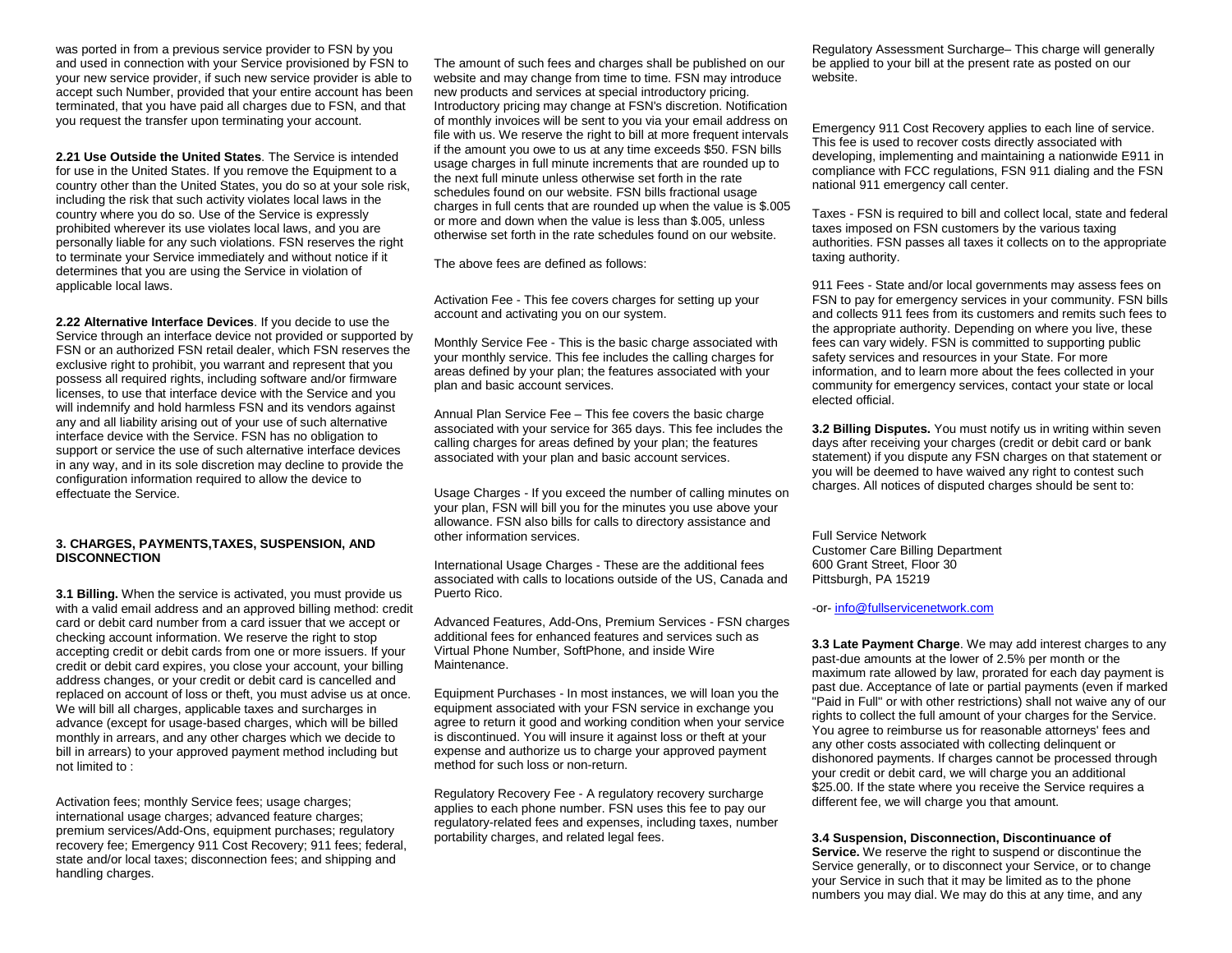was ported in from a previous service provider to FSN by you and used in connection with your Service provisioned by FSN to your new service provider, if such new service provider is able to accept such Number, provided that your entire account has been terminated, that you have paid all charges due to FSN, and that you request the transfer upon terminating your account.

**2.21 Use Outside the United States**. The Service is intended for use in the United States. If you remove the Equipment to a country other than the United States, you do so at your sole risk, including the risk that such activity violates local laws in the country where you do so. Use of the Service is expressly prohibited wherever its use violates local laws, and you are personally liable for any such violations. FSN reserves the right to terminate your Service immediately and without notice if it determines that you are using the Service in violation of applicable local laws.

**2.22 Alternative Interface Devices**. If you decide to use the Service through an interface device not provided or supported by FSN or an authorized FSN retail dealer, which FSN reserves the exclusive right to prohibit, you warrant and represent that you possess all required rights, including software and/or firmware licenses, to use that interface device with the Service and you will indemnify and hold harmless FSN and its vendors against any and all liability arising out of your use of such alternative interface device with the Service. FSN has no obligation to support or service the use of such alternative interface devices in any way, and in its sole discretion may decline to provide the configuration information required to allow the device to effectuate the Service.

## 3. CHARGES, PAYMENTS,TAXES, SUSPENSION, AND DISCONNECTION

**3.1 Billing.** When the service is activated, you must provide us with a valid email address and an approved billing method: credit card or debit card number from a card issuer that we accept or checking account information. We reserve the right to stop accepting credit or debit cards from one or more issuers. If your credit or debit card expires, you close your account, your billing address changes, or your credit or debit card is cancelled and replaced on account of loss or theft, you must advise us at once. We will bill all charges, applicable taxes and surcharges in advance (except for usage-based charges, which will be billed monthly in arrears, and any other charges which we decide to bill in arrears) to your approved payment method including but not limited to :

Activation fees; monthly Service fees; usage charges; international usage charges; advanced feature charges; premium services/Add-Ons, equipment purchases; regulatory recovery fee; Emergency 911 Cost Recovery; 911 fees; federal, state and/or local taxes; disconnection fees; and shipping and handling charges.

The amount of such fees and charges shall be published on our website and may change from time to time. FSN may introduce new products and services at special introductory pricing. Introductory pricing may change at FSN's discretion. Notification of monthly invoices will be sent to you via your email address on file with us. We reserve the right to bill at more frequent intervals if the amount you owe to us at any time exceeds $50. FSN bills usage charges in full minute increments that are rounded up to the next full minute unless otherwise set forth in the rate schedules found on our website. FSN bills fractional usage charges in full cents that are rounded up when the value is $.005 or more and down when the value is less than $.005, unless otherwise set forth in the rate schedules found on our website.

The above fees are defined as follows:

Activation Fee - This fee covers charges for setting up your account and activating you on our system.

Monthly Service Fee - This is the basic charge associated with your monthly service. This fee includes the calling charges for areas defined by your plan; the features associated with your plan and basic account services.

Annual Plan Service Fee – This fee covers the basic charge associated with your service for 365 days. This fee includes the calling charges for areas defined by your plan; the features associated with your plan and basic account services.

Usage Charges - If you exceed the number of calling minutes on your plan, FSN will bill you for the minutes you use above your allowance. FSN also bills for calls to directory assistance and other information services.

International Usage Charges - These are the additional fees associated with calls to locations outside of the US, Canada and Puerto Rico.

Advanced Features, Add-Ons, Premium Services - FSN charges additional fees for enhanced features and services such as Virtual Phone Number, SoftPhone, and inside Wire Maintenance.

Equipment Purchases - In most instances, we will loan you the equipment associated with your FSN service in exchange you agree to return it good and working condition when your service is discontinued. You will insure it against loss or theft at your expense and authorize us to charge your approved payment method for such loss or non-return.

Regulatory Recovery Fee - A regulatory recovery surcharge applies to each phone number. FSN uses this fee to pay our regulatory-related fees and expenses, including taxes, number portability charges, and related legal fees.

Regulatory Assessment Surcharge– This charge will generally be applied to your bill at the present rate as posted on our website.

Emergency 911 Cost Recovery applies to each line of service. This fee is used to recover costs directly associated with developing, implementing and maintaining a nationwide E911 in compliance with FCC regulations, FSN 911 dialing and the FSN national 911 emergency call center.

Taxes - FSN is required to bill and collect local, state and federal taxes imposed on FSN customers by the various taxing authorities. FSN passes all taxes it collects on to the appropriate taxing authority.

911 Fees - State and/or local governments may assess fees on FSN to pay for emergency services in your community. FSN bills and collects 911 fees from its customers and remits such fees to the appropriate authority. Depending on where you live, these fees can vary widely. FSN is committed to supporting public safety services and resources in your State. For more information, and to learn more about the fees collected in your community for emergency services, contact your state or local elected official.

**3.2 Billing Disputes.** You must notify us in writing within seven days after receiving your charges (credit or debit card or bank statement) if you dispute any FSN charges on that statement or you will be deemed to have waived any right to contest such charges. All notices of disputed charges should be sent to:

Full Service Network
Customer Care Billing Department
600 Grant Street, Floor 30
Pittsburgh, PA 15219

-or- info@fullservicenetwork.com

**3.3 Late Payment Charge**. We may add interest charges to any past-due amounts at the lower of 2.5% per month or the maximum rate allowed by law, prorated for each day payment is past due. Acceptance of late or partial payments (even if marked "Paid in Full" or with other restrictions) shall not waive any of our rights to collect the full amount of your charges for the Service. You agree to reimburse us for reasonable attorneys' fees and any other costs associated with collecting delinquent or dishonored payments. If charges cannot be processed through your credit or debit card, we will charge you an additional $25.00. If the state where you receive the Service requires a different fee, we will charge you that amount.

**3.4 Suspension, Disconnection, Discontinuance of Service.** We reserve the right to suspend or discontinue the Service generally, or to disconnect your Service, or to change your Service in such that it may be limited as to the phone numbers you may dial. We may do this at any time, and any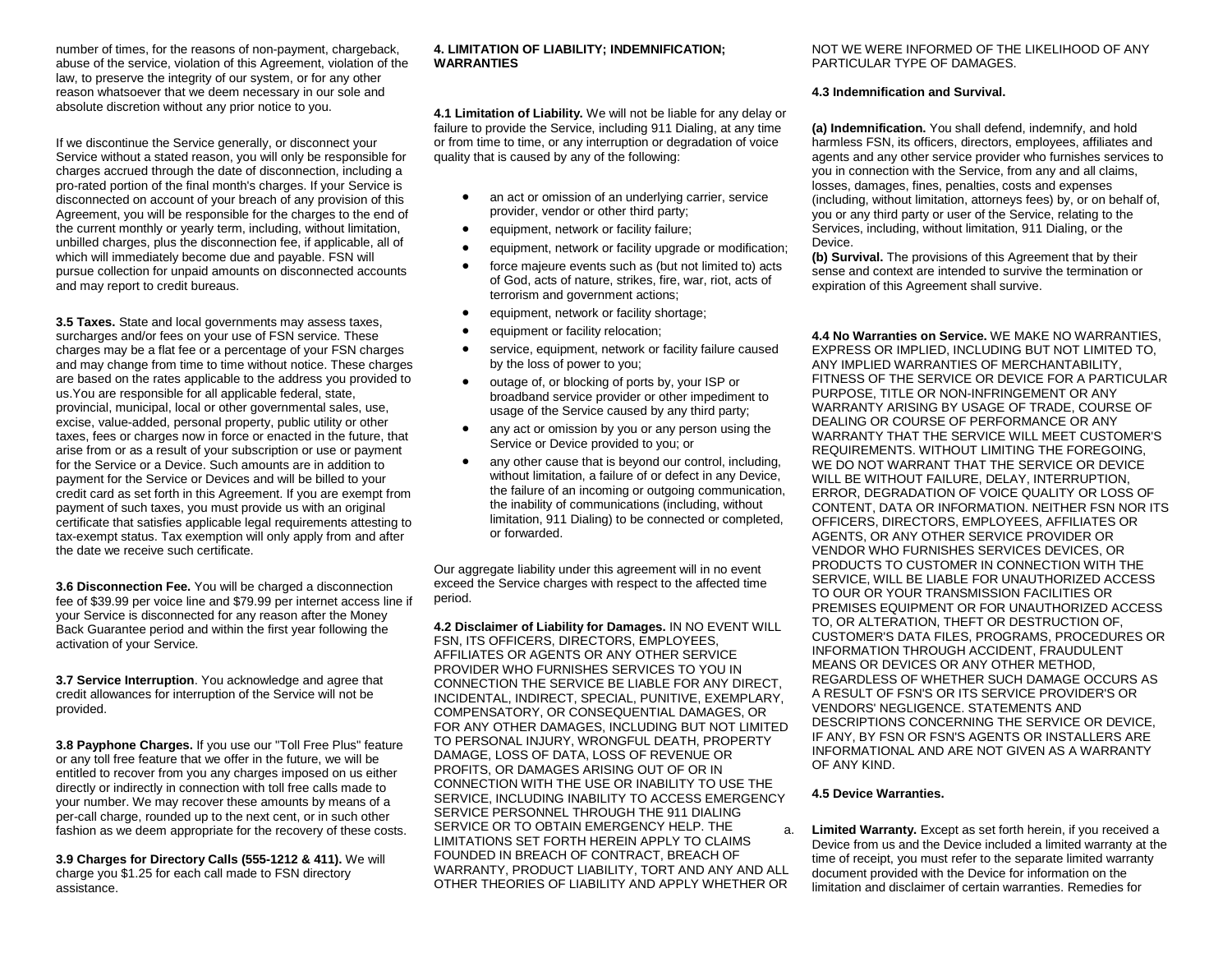number of times, for the reasons of non-payment, chargeback, abuse of the service, violation of this Agreement, violation of the law, to preserve the integrity of our system, or for any other reason whatsoever that we deem necessary in our sole and absolute discretion without any prior notice to you.

If we discontinue the Service generally, or disconnect your Service without a stated reason, you will only be responsible for charges accrued through the date of disconnection, including a pro-rated portion of the final month's charges. If your Service is disconnected on account of your breach of any provision of this Agreement, you will be responsible for the charges to the end of the current monthly or yearly term, including, without limitation, unbilled charges, plus the disconnection fee, if applicable, all of which will immediately become due and payable. FSN will pursue collection for unpaid amounts on disconnected accounts and may report to credit bureaus.

**3.5 Taxes.** State and local governments may assess taxes, surcharges and/or fees on your use of FSN service. These charges may be a flat fee or a percentage of your FSN charges and may change from time to time without notice. These charges are based on the rates applicable to the address you provided to us.You are responsible for all applicable federal, state, provincial, municipal, local or other governmental sales, use, excise, value-added, personal property, public utility or other taxes, fees or charges now in force or enacted in the future, that arise from or as a result of your subscription or use or payment for the Service or a Device. Such amounts are in addition to payment for the Service or Devices and will be billed to your credit card as set forth in this Agreement. If you are exempt from payment of such taxes, you must provide us with an original certificate that satisfies applicable legal requirements attesting to tax-exempt status. Tax exemption will only apply from and after the date we receive such certificate.

**3.6 Disconnection Fee.** You will be charged a disconnection fee of $39.99 per voice line and $79.99 per internet access line if your Service is disconnected for any reason after the Money Back Guarantee period and within the first year following the activation of your Service.

**3.7 Service Interruption**. You acknowledge and agree that credit allowances for interruption of the Service will not be provided.

**3.8 Payphone Charges.** If you use our "Toll Free Plus" feature or any toll free feature that we offer in the future, we will be entitled to recover from you any charges imposed on us either directly or indirectly in connection with toll free calls made to your number. We may recover these amounts by means of a per-call charge, rounded up to the next cent, or in such other fashion as we deem appropriate for the recovery of these costs.

**3.9 Charges for Directory Calls (555-1212 & 411).** We will charge you $1.25 for each call made to FSN directory assistance.

**4. LIMITATION OF LIABILITY; INDEMNIFICATION; WARRANTIES**

**4.1 Limitation of Liability.** We will not be liable for any delay or failure to provide the Service, including 911 Dialing, at any time or from time to time, or any interruption or degradation of voice quality that is caused by any of the following:

- an act or omission of an underlying carrier, service provider, vendor or other third party;
- equipment, network or facility failure;
- equipment, network or facility upgrade or modification;
- force majeure events such as (but not limited to) acts of God, acts of nature, strikes, fire, war, riot, acts of terrorism and government actions;
- equipment, network or facility shortage;
- equipment or facility relocation;
- service, equipment, network or facility failure caused by the loss of power to you;
- outage of, or blocking of ports by, your ISP or broadband service provider or other impediment to usage of the Service caused by any third party;
- any act or omission by you or any person using the Service or Device provided to you; or
- any other cause that is beyond our control, including, without limitation, a failure of or defect in any Device, the failure of an incoming or outgoing communication, the inability of communications (including, without limitation, 911 Dialing) to be connected or completed, or forwarded.

Our aggregate liability under this agreement will in no event exceed the Service charges with respect to the affected time period.

**4.2 Disclaimer of Liability for Damages.** IN NO EVENT WILL FSN, ITS OFFICERS, DIRECTORS, EMPLOYEES, AFFILIATES OR AGENTS OR ANY OTHER SERVICE PROVIDER WHO FURNISHES SERVICES TO YOU IN CONNECTION THE SERVICE BE LIABLE FOR ANY DIRECT, INCIDENTAL, INDIRECT, SPECIAL, PUNITIVE, EXEMPLARY, COMPENSATORY, OR CONSEQUENTIAL DAMAGES, OR FOR ANY OTHER DAMAGES, INCLUDING BUT NOT LIMITED TO PERSONAL INJURY, WRONGFUL DEATH, PROPERTY DAMAGE, LOSS OF DATA, LOSS OF REVENUE OR PROFITS, OR DAMAGES ARISING OUT OF OR IN CONNECTION WITH THE USE OR INABILITY TO USE THE SERVICE, INCLUDING INABILITY TO ACCESS EMERGENCY SERVICE PERSONNEL THROUGH THE 911 DIALING SERVICE OR TO OBTAIN EMERGENCY HELP. THE LIMITATIONS SET FORTH HEREIN APPLY TO CLAIMS FOUNDED IN BREACH OF CONTRACT, BREACH OF WARRANTY, PRODUCT LIABILITY, TORT AND ANY AND ALL OTHER THEORIES OF LIABILITY AND APPLY WHETHER OR NOT WE WERE INFORMED OF THE LIKELIHOOD OF ANY PARTICULAR TYPE OF DAMAGES.

**4.3 Indemnification and Survival.**

**(a) Indemnification.** You shall defend, indemnify, and hold harmless FSN, its officers, directors, employees, affiliates and agents and any other service provider who furnishes services to you in connection with the Service, from any and all claims, losses, damages, fines, penalties, costs and expenses (including, without limitation, attorneys fees) by, or on behalf of, you or any third party or user of the Service, relating to the Services, including, without limitation, 911 Dialing, or the Device.

**(b) Survival.** The provisions of this Agreement that by their sense and context are intended to survive the termination or expiration of this Agreement shall survive.

**4.4 No Warranties on Service.** WE MAKE NO WARRANTIES, EXPRESS OR IMPLIED, INCLUDING BUT NOT LIMITED TO, ANY IMPLIED WARRANTIES OF MERCHANTABILITY, FITNESS OF THE SERVICE OR DEVICE FOR A PARTICULAR PURPOSE, TITLE OR NON-INFRINGEMENT OR ANY WARRANTY ARISING BY USAGE OF TRADE, COURSE OF DEALING OR COURSE OF PERFORMANCE OR ANY WARRANTY THAT THE SERVICE WILL MEET CUSTOMER'S REQUIREMENTS. WITHOUT LIMITING THE FOREGOING, WE DO NOT WARRANT THAT THE SERVICE OR DEVICE WILL BE WITHOUT FAILURE, DELAY, INTERRUPTION, ERROR, DEGRADATION OF VOICE QUALITY OR LOSS OF CONTENT, DATA OR INFORMATION. NEITHER FSN NOR ITS OFFICERS, DIRECTORS, EMPLOYEES, AFFILIATES OR AGENTS, OR ANY OTHER SERVICE PROVIDER OR VENDOR WHO FURNISHES SERVICES DEVICES, OR PRODUCTS TO CUSTOMER IN CONNECTION WITH THE SERVICE, WILL BE LIABLE FOR UNAUTHORIZED ACCESS TO OUR OR YOUR TRANSMISSION FACILITIES OR PREMISES EQUIPMENT OR FOR UNAUTHORIZED ACCESS TO, OR ALTERATION, THEFT OR DESTRUCTION OF, CUSTOMER'S DATA FILES, PROGRAMS, PROCEDURES OR INFORMATION THROUGH ACCIDENT, FRAUDULENT MEANS OR DEVICES OR ANY OTHER METHOD, REGARDLESS OF WHETHER SUCH DAMAGE OCCURS AS A RESULT OF FSN'S OR ITS SERVICE PROVIDER'S OR VENDORS' NEGLIGENCE. STATEMENTS AND DESCRIPTIONS CONCERNING THE SERVICE OR DEVICE, IF ANY, BY FSN OR FSN'S AGENTS OR INSTALLERS ARE INFORMATIONAL AND ARE NOT GIVEN AS A WARRANTY OF ANY KIND.

**4.5 Device Warranties.**

a. **Limited Warranty.** Except as set forth herein, if you received a Device from us and the Device included a limited warranty at the time of receipt, you must refer to the separate limited warranty document provided with the Device for information on the limitation and disclaimer of certain warranties. Remedies for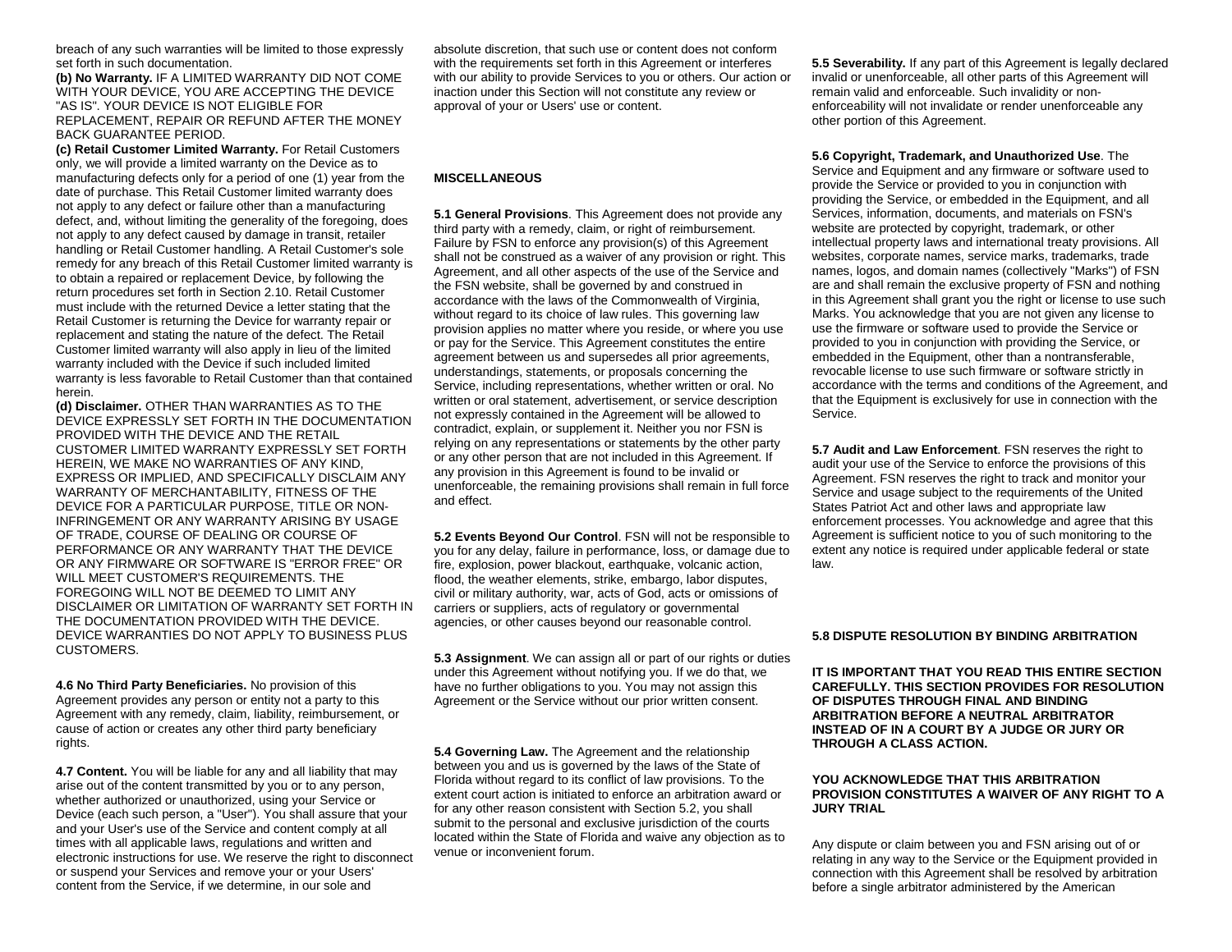breach of any such warranties will be limited to those expressly set forth in such documentation.

**(b) No Warranty.** IF A LIMITED WARRANTY DID NOT COME WITH YOUR DEVICE, YOU ARE ACCEPTING THE DEVICE "AS IS". YOUR DEVICE IS NOT ELIGIBLE FOR REPLACEMENT, REPAIR OR REFUND AFTER THE MONEY BACK GUARANTEE PERIOD.

**(c) Retail Customer Limited Warranty.** For Retail Customers only, we will provide a limited warranty on the Device as to manufacturing defects only for a period of one (1) year from the date of purchase. This Retail Customer limited warranty does not apply to any defect or failure other than a manufacturing defect, and, without limiting the generality of the foregoing, does not apply to any defect caused by damage in transit, retailer handling or Retail Customer handling. A Retail Customer's sole remedy for any breach of this Retail Customer limited warranty is to obtain a repaired or replacement Device, by following the return procedures set forth in Section 2.10. Retail Customer must include with the returned Device a letter stating that the Retail Customer is returning the Device for warranty repair or replacement and stating the nature of the defect. The Retail Customer limited warranty will also apply in lieu of the limited warranty included with the Device if such included limited warranty is less favorable to Retail Customer than that contained herein.

**(d) Disclaimer.** OTHER THAN WARRANTIES AS TO THE DEVICE EXPRESSLY SET FORTH IN THE DOCUMENTATION PROVIDED WITH THE DEVICE AND THE RETAIL CUSTOMER LIMITED WARRANTY EXPRESSLY SET FORTH HEREIN, WE MAKE NO WARRANTIES OF ANY KIND, EXPRESS OR IMPLIED, AND SPECIFICALLY DISCLAIM ANY WARRANTY OF MERCHANTABILITY, FITNESS OF THE DEVICE FOR A PARTICULAR PURPOSE, TITLE OR NON-INFRINGEMENT OR ANY WARRANTY ARISING BY USAGE OF TRADE, COURSE OF DEALING OR COURSE OF PERFORMANCE OR ANY WARRANTY THAT THE DEVICE OR ANY FIRMWARE OR SOFTWARE IS "ERROR FREE" OR WILL MEET CUSTOMER'S REQUIREMENTS. THE FOREGOING WILL NOT BE DEEMED TO LIMIT ANY DISCLAIMER OR LIMITATION OF WARRANTY SET FORTH IN THE DOCUMENTATION PROVIDED WITH THE DEVICE. DEVICE WARRANTIES DO NOT APPLY TO BUSINESS PLUS CUSTOMERS.

**4.6 No Third Party Beneficiaries.** No provision of this Agreement provides any person or entity not a party to this Agreement with any remedy, claim, liability, reimbursement, or cause of action or creates any other third party beneficiary rights.

**4.7 Content.** You will be liable for any and all liability that may arise out of the content transmitted by you or to any person, whether authorized or unauthorized, using your Service or Device (each such person, a "User"). You shall assure that your and your User's use of the Service and content comply at all times with all applicable laws, regulations and written and electronic instructions for use. We reserve the right to disconnect or suspend your Services and remove your or your Users' content from the Service, if we determine, in our sole and absolute discretion, that such use or content does not conform with the requirements set forth in this Agreement or interferes with our ability to provide Services to you or others. Our action or inaction under this Section will not constitute any review or approval of your or Users' use or content.

**MISCELLANEOUS**

**5.1 General Provisions**. This Agreement does not provide any third party with a remedy, claim, or right of reimbursement. Failure by FSN to enforce any provision(s) of this Agreement shall not be construed as a waiver of any provision or right. This Agreement, and all other aspects of the use of the Service and the FSN website, shall be governed by and construed in accordance with the laws of the Commonwealth of Virginia, without regard to its choice of law rules. This governing law provision applies no matter where you reside, or where you use or pay for the Service. This Agreement constitutes the entire agreement between us and supersedes all prior agreements, understandings, statements, or proposals concerning the Service, including representations, whether written or oral. No written or oral statement, advertisement, or service description not expressly contained in the Agreement will be allowed to contradict, explain, or supplement it. Neither you nor FSN is relying on any representations or statements by the other party or any other person that are not included in this Agreement. If any provision in this Agreement is found to be invalid or unenforceable, the remaining provisions shall remain in full force and effect.

**5.2 Events Beyond Our Control**. FSN will not be responsible to you for any delay, failure in performance, loss, or damage due to fire, explosion, power blackout, earthquake, volcanic action, flood, the weather elements, strike, embargo, labor disputes, civil or military authority, war, acts of God, acts or omissions of carriers or suppliers, acts of regulatory or governmental agencies, or other causes beyond our reasonable control.

**5.3 Assignment**. We can assign all or part of our rights or duties under this Agreement without notifying you. If we do that, we have no further obligations to you. You may not assign this Agreement or the Service without our prior written consent.

**5.4 Governing Law.** The Agreement and the relationship between you and us is governed by the laws of the State of Florida without regard to its conflict of law provisions. To the extent court action is initiated to enforce an arbitration award or for any other reason consistent with Section 5.2, you shall submit to the personal and exclusive jurisdiction of the courts located within the State of Florida and waive any objection as to venue or inconvenient forum.

**5.5 Severability.** If any part of this Agreement is legally declared invalid or unenforceable, all other parts of this Agreement will remain valid and enforceable. Such invalidity or non-enforceability will not invalidate or render unenforceable any other portion of this Agreement.

**5.6 Copyright, Trademark, and Unauthorized Use**. The Service and Equipment and any firmware or software used to provide the Service or provided to you in conjunction with providing the Service, or embedded in the Equipment, and all Services, information, documents, and materials on FSN's website are protected by copyright, trademark, or other intellectual property laws and international treaty provisions. All websites, corporate names, service marks, trademarks, trade names, logos, and domain names (collectively "Marks") of FSN are and shall remain the exclusive property of FSN and nothing in this Agreement shall grant you the right or license to use such Marks. You acknowledge that you are not given any license to use the firmware or software used to provide the Service or provided to you in conjunction with providing the Service, or embedded in the Equipment, other than a nontransferable, revocable license to use such firmware or software strictly in accordance with the terms and conditions of the Agreement, and that the Equipment is exclusively for use in connection with the Service.

**5.7 Audit and Law Enforcement**. FSN reserves the right to audit your use of the Service to enforce the provisions of this Agreement. FSN reserves the right to track and monitor your Service and usage subject to the requirements of the United States Patriot Act and other laws and appropriate law enforcement processes. You acknowledge and agree that this Agreement is sufficient notice to you of such monitoring to the extent any notice is required under applicable federal or state law.

**5.8 DISPUTE RESOLUTION BY BINDING ARBITRATION**

**IT IS IMPORTANT THAT YOU READ THIS ENTIRE SECTION CAREFULLY. THIS SECTION PROVIDES FOR RESOLUTION OF DISPUTES THROUGH FINAL AND BINDING ARBITRATION BEFORE A NEUTRAL ARBITRATOR INSTEAD OF IN A COURT BY A JUDGE OR JURY OR THROUGH A CLASS ACTION.**

**YOU ACKNOWLEDGE THAT THIS ARBITRATION PROVISION CONSTITUTES A WAIVER OF ANY RIGHT TO A JURY TRIAL**

Any dispute or claim between you and FSN arising out of or relating in any way to the Service or the Equipment provided in connection with this Agreement shall be resolved by arbitration before a single arbitrator administered by the American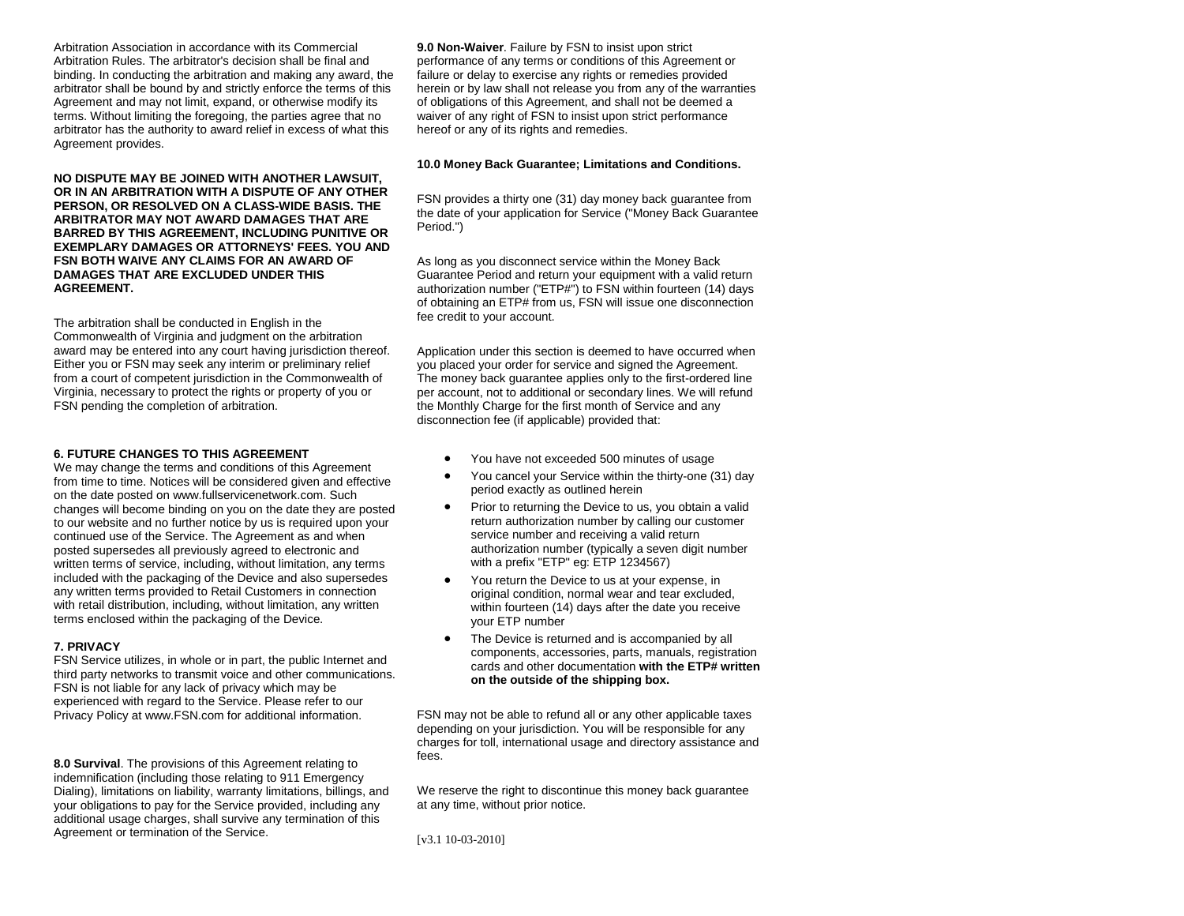Arbitration Association in accordance with its Commercial Arbitration Rules. The arbitrator's decision shall be final and binding. In conducting the arbitration and making any award, the arbitrator shall be bound by and strictly enforce the terms of this Agreement and may not limit, expand, or otherwise modify its terms. Without limiting the foregoing, the parties agree that no arbitrator has the authority to award relief in excess of what this Agreement provides.

**NO DISPUTE MAY BE JOINED WITH ANOTHER LAWSUIT, OR IN AN ARBITRATION WITH A DISPUTE OF ANY OTHER PERSON, OR RESOLVED ON A CLASS-WIDE BASIS. THE ARBITRATOR MAY NOT AWARD DAMAGES THAT ARE BARRED BY THIS AGREEMENT, INCLUDING PUNITIVE OR EXEMPLARY DAMAGES OR ATTORNEYS' FEES. YOU AND FSN BOTH WAIVE ANY CLAIMS FOR AN AWARD OF DAMAGES THAT ARE EXCLUDED UNDER THIS AGREEMENT.**

The arbitration shall be conducted in English in the Commonwealth of Virginia and judgment on the arbitration award may be entered into any court having jurisdiction thereof. Either you or FSN may seek any interim or preliminary relief from a court of competent jurisdiction in the Commonwealth of Virginia, necessary to protect the rights or property of you or FSN pending the completion of arbitration.

## 6. FUTURE CHANGES TO THIS AGREEMENT

We may change the terms and conditions of this Agreement from time to time. Notices will be considered given and effective on the date posted on www.fullservicenetwork.com. Such changes will become binding on you on the date they are posted to our website and no further notice by us is required upon your continued use of the Service. The Agreement as and when posted supersedes all previously agreed to electronic and written terms of service, including, without limitation, any terms included with the packaging of the Device and also supersedes any written terms provided to Retail Customers in connection with retail distribution, including, without limitation, any written terms enclosed within the packaging of the Device.

## 7. PRIVACY

FSN Service utilizes, in whole or in part, the public Internet and third party networks to transmit voice and other communications. FSN is not liable for any lack of privacy which may be experienced with regard to the Service. Please refer to our Privacy Policy at www.FSN.com for additional information.

**8.0 Survival**. The provisions of this Agreement relating to indemnification (including those relating to 911 Emergency Dialing), limitations on liability, warranty limitations, billings, and your obligations to pay for the Service provided, including any additional usage charges, shall survive any termination of this Agreement or termination of the Service.

**9.0 Non-Waiver**. Failure by FSN to insist upon strict performance of any terms or conditions of this Agreement or failure or delay to exercise any rights or remedies provided herein or by law shall not release you from any of the warranties of obligations of this Agreement, and shall not be deemed a waiver of any right of FSN to insist upon strict performance hereof or any of its rights and remedies.

**10.0 Money Back Guarantee; Limitations and Conditions.**

FSN provides a thirty one (31) day money back guarantee from the date of your application for Service ("Money Back Guarantee Period.")

As long as you disconnect service within the Money Back Guarantee Period and return your equipment with a valid return authorization number ("ETP#") to FSN within fourteen (14) days of obtaining an ETP# from us, FSN will issue one disconnection fee credit to your account.

Application under this section is deemed to have occurred when you placed your order for service and signed the Agreement. The money back guarantee applies only to the first-ordered line per account, not to additional or secondary lines. We will refund the Monthly Charge for the first month of Service and any disconnection fee (if applicable) provided that:

- You have not exceeded 500 minutes of usage
- You cancel your Service within the thirty-one (31) day period exactly as outlined herein
- Prior to returning the Device to us, you obtain a valid return authorization number by calling our customer service number and receiving a valid return authorization number (typically a seven digit number with a prefix "ETP" eg: ETP 1234567)
- You return the Device to us at your expense, in original condition, normal wear and tear excluded, within fourteen (14) days after the date you receive your ETP number
- The Device is returned and is accompanied by all components, accessories, parts, manuals, registration cards and other documentation **with the ETP# written on the outside of the shipping box.**

FSN may not be able to refund all or any other applicable taxes depending on your jurisdiction. You will be responsible for any charges for toll, international usage and directory assistance and fees.

We reserve the right to discontinue this money back guarantee at any time, without prior notice.

[v3.1 10-03-2010]